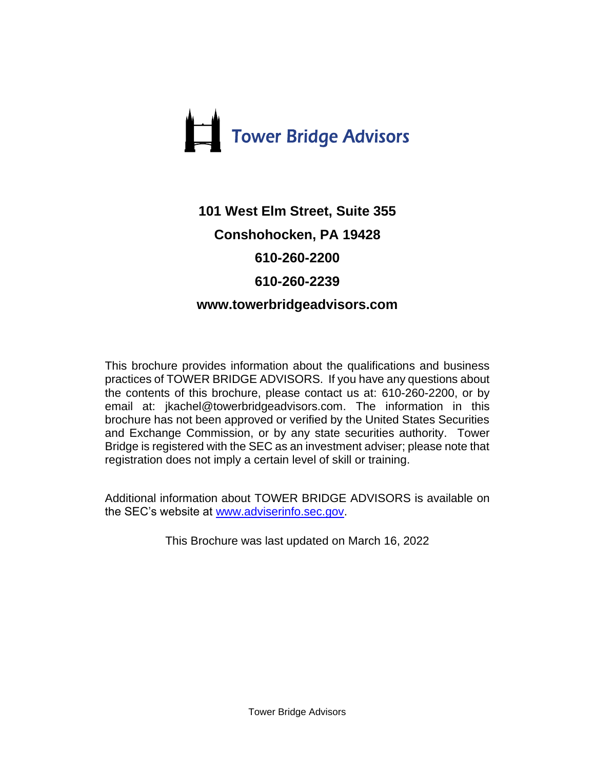# Tower Bridge Advisors

**101 West Elm Street, Suite 355**

**Conshohocken, PA 19428**

**610-260-2200**

**610-260-2239**

**www.towerbridgeadvisors.com**

This brochure provides information about the qualifications and business practices of TOWER BRIDGE ADVISORS. If you have any questions about the contents of this brochure, please contact us at: 610-260-2200, or by email at: jkachel@towerbridgeadvisors.com. The information in this brochure has not been approved or verified by the United States Securities and Exchange Commission, or by any state securities authority. Tower Bridge is registered with the SEC as an investment adviser; please note that registration does not imply a certain level of skill or training.

Additional information about TOWER BRIDGE ADVISORS is available on the SEC's website at www.adviserinfo.sec.gov.

This Brochure was last updated on March 16, 2022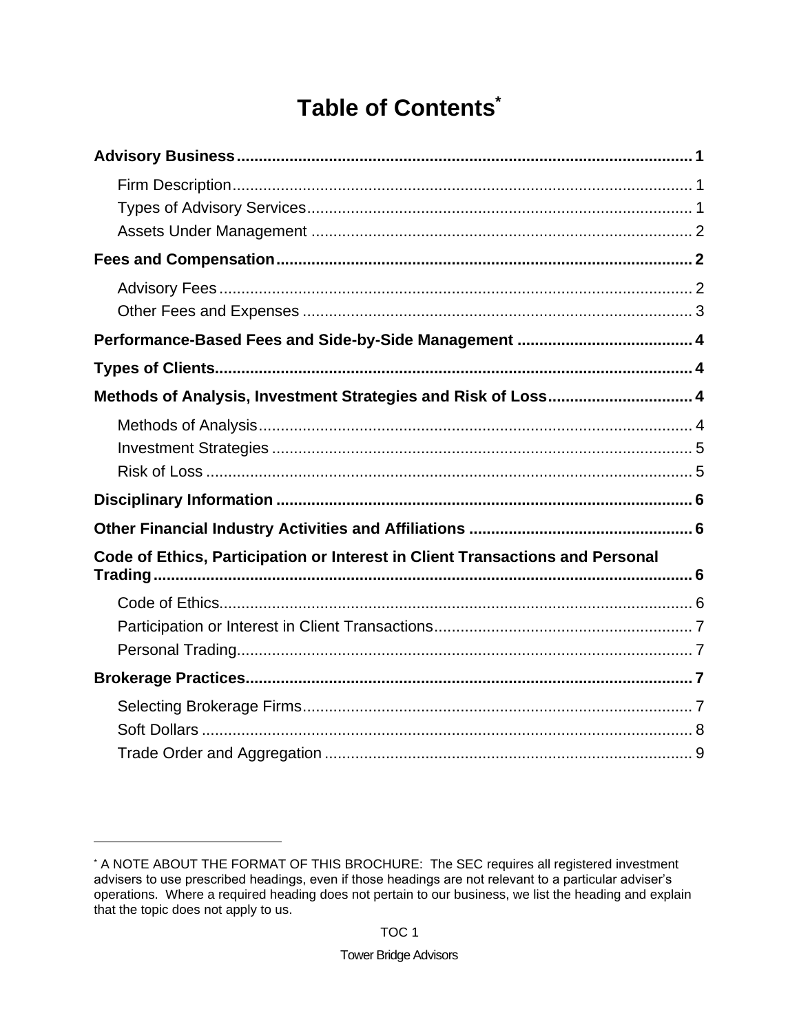# Table of Contents[*]

**Advisory Business** .......... **1**

- Firm Description .......... 1
- Types of Advisory Services .......... 1
- Assets Under Management .......... 2

**Fees and Compensation** .......... **2**

- Advisory Fees .......... 2
- Other Fees and Expenses .......... 3

**Performance-Based Fees and Side-by-Side Management** .......... **4**

**Types of Clients** .......... **4**

**Methods of Analysis, Investment Strategies and Risk of Loss** .......... **4**

- Methods of Analysis .......... 4
- Investment Strategies .......... 5
- Risk of Loss .......... 5

**Disciplinary Information** .......... **6**

**Other Financial Industry Activities and Affiliations** .......... **6**

**Code of Ethics, Participation or Interest in Client Transactions and Personal Trading** .......... **6**

- Code of Ethics .......... 6
- Participation or Interest in Client Transactions .......... 7
- Personal Trading .......... 7

**Brokerage Practices** .......... **7**

- Selecting Brokerage Firms .......... 7
- Soft Dollars .......... 8
- Trade Order and Aggregation .......... 9

---

[*] A NOTE ABOUT THE FORMAT OF THIS BROCHURE: The SEC requires all registered investment advisers to use prescribed headings, even if those headings are not relevant to a particular adviser's operations. Where a required heading does not pertain to our business, we list the heading and explain that the topic does not apply to us.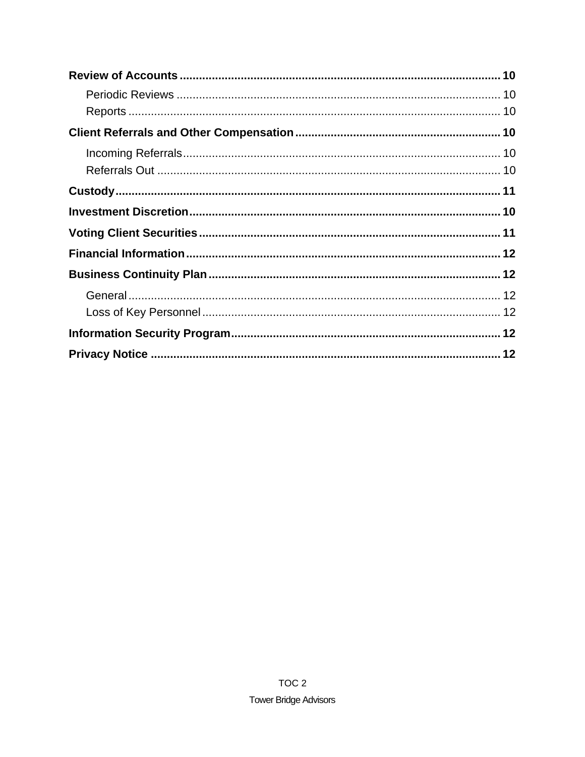**Review of Accounts** .......... 10

- Periodic Reviews .......... 10
- Reports .......... 10

**Client Referrals and Other Compensation** .......... 10

- Incoming Referrals .......... 10
- Referrals Out .......... 10

**Custody** .......... 11

**Investment Discretion** .......... 10

**Voting Client Securities** .......... 11

**Financial Information** .......... 12

**Business Continuity Plan** .......... 12

- General .......... 12
- Loss of Key Personnel .......... 12

**Information Security Program** .......... 12

**Privacy Notice** .......... 12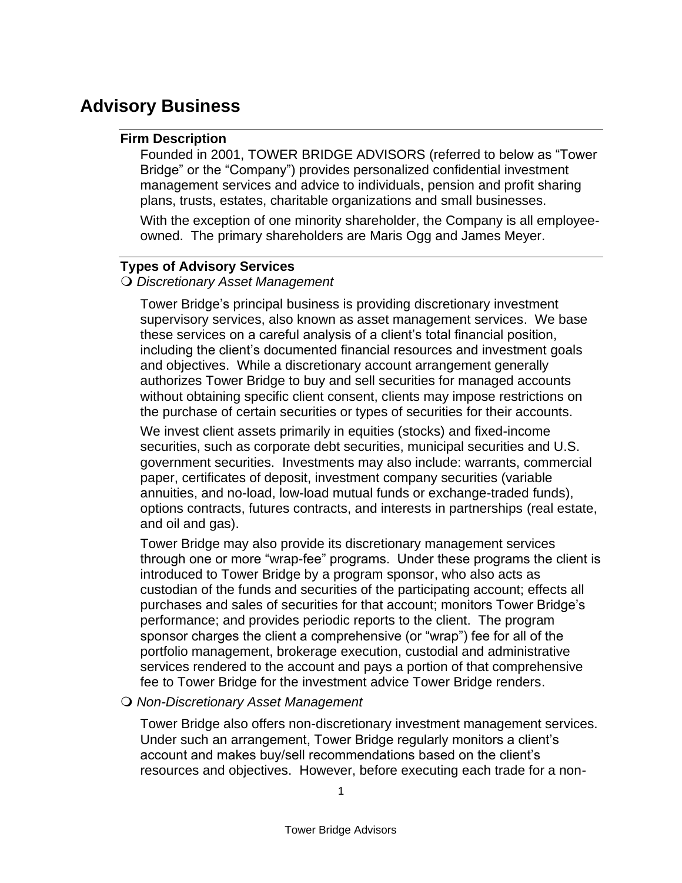# Advisory Business

### Firm Description

Founded in 2001, TOWER BRIDGE ADVISORS (referred to below as "Tower Bridge" or the "Company") provides personalized confidential investment management services and advice to individuals, pension and profit sharing plans, trusts, estates, charitable organizations and small businesses.

With the exception of one minority shareholder, the Company is all employee-owned. The primary shareholders are Maris Ogg and James Meyer.

### Types of Advisory Services

- *Discretionary Asset Management*

Tower Bridge's principal business is providing discretionary investment supervisory services, also known as asset management services. We base these services on a careful analysis of a client's total financial position, including the client's documented financial resources and investment goals and objectives. While a discretionary account arrangement generally authorizes Tower Bridge to buy and sell securities for managed accounts without obtaining specific client consent, clients may impose restrictions on the purchase of certain securities or types of securities for their accounts.

We invest client assets primarily in equities (stocks) and fixed-income securities, such as corporate debt securities, municipal securities and U.S. government securities. Investments may also include: warrants, commercial paper, certificates of deposit, investment company securities (variable annuities, and no-load, low-load mutual funds or exchange-traded funds), options contracts, futures contracts, and interests in partnerships (real estate, and oil and gas).

Tower Bridge may also provide its discretionary management services through one or more "wrap-fee" programs. Under these programs the client is introduced to Tower Bridge by a program sponsor, who also acts as custodian of the funds and securities of the participating account; effects all purchases and sales of securities for that account; monitors Tower Bridge's performance; and provides periodic reports to the client. The program sponsor charges the client a comprehensive (or "wrap") fee for all of the portfolio management, brokerage execution, custodial and administrative services rendered to the account and pays a portion of that comprehensive fee to Tower Bridge for the investment advice Tower Bridge renders.

- *Non-Discretionary Asset Management*

Tower Bridge also offers non-discretionary investment management services. Under such an arrangement, Tower Bridge regularly monitors a client's account and makes buy/sell recommendations based on the client's resources and objectives. However, before executing each trade for a non-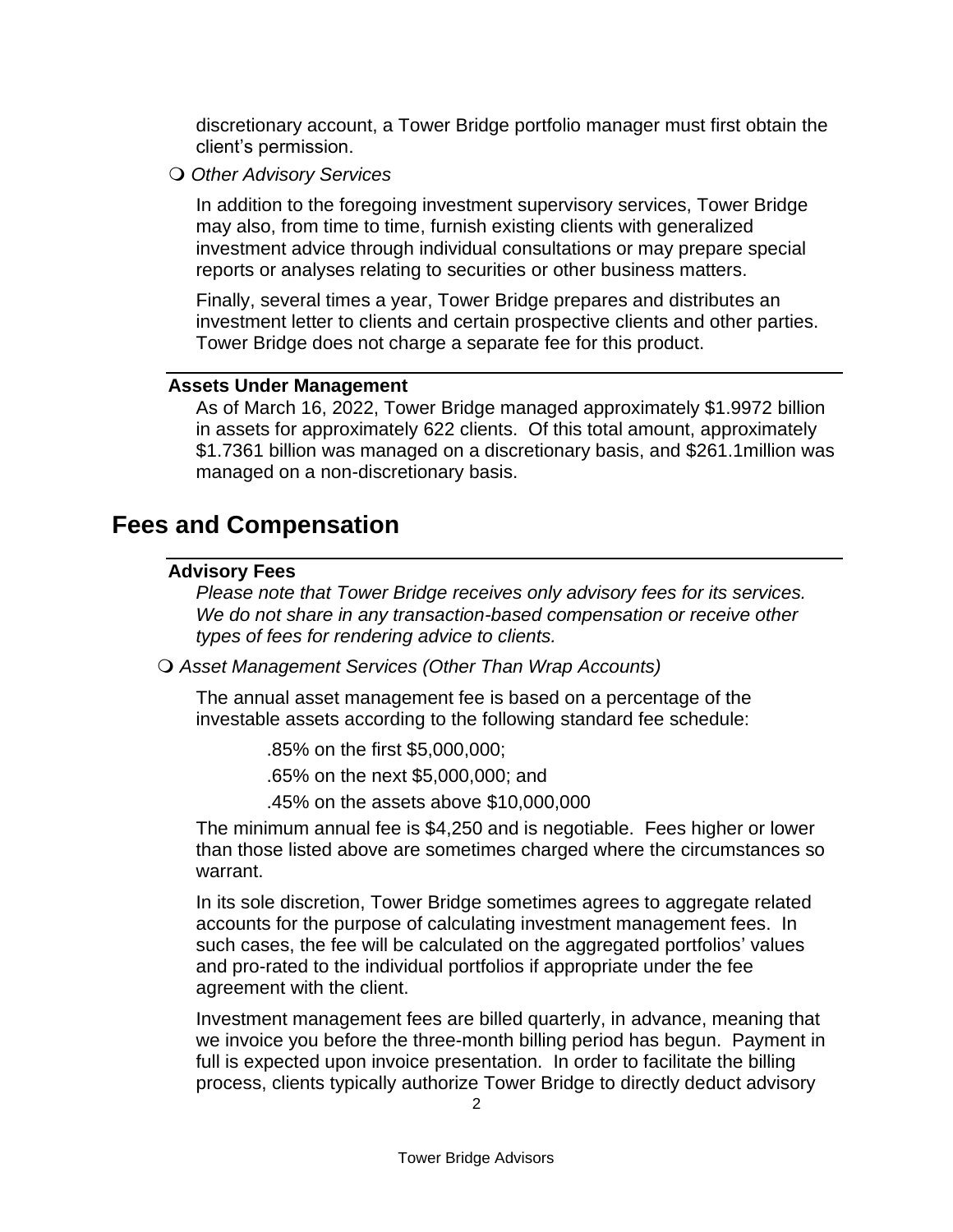discretionary account, a Tower Bridge portfolio manager must first obtain the client's permission.

- *Other Advisory Services*

In addition to the foregoing investment supervisory services, Tower Bridge may also, from time to time, furnish existing clients with generalized investment advice through individual consultations or may prepare special reports or analyses relating to securities or other business matters.

Finally, several times a year, Tower Bridge prepares and distributes an investment letter to clients and certain prospective clients and other parties. Tower Bridge does not charge a separate fee for this product.

### Assets Under Management

As of March 16, 2022, Tower Bridge managed approximately $1.9972 billion in assets for approximately 622 clients. Of this total amount, approximately $1.7361 billion was managed on a discretionary basis, and $261.1million was managed on a non-discretionary basis.

## Fees and Compensation

### Advisory Fees

*Please note that Tower Bridge receives only advisory fees for its services. We do not share in any transaction-based compensation or receive other types of fees for rendering advice to clients.*

- *Asset Management Services (Other Than Wrap Accounts)*

The annual asset management fee is based on a percentage of the investable assets according to the following standard fee schedule:

.85% on the first $5,000,000;

.65% on the next $5,000,000; and

.45% on the assets above $10,000,000

The minimum annual fee is $4,250 and is negotiable. Fees higher or lower than those listed above are sometimes charged where the circumstances so warrant.

In its sole discretion, Tower Bridge sometimes agrees to aggregate related accounts for the purpose of calculating investment management fees. In such cases, the fee will be calculated on the aggregated portfolios' values and pro-rated to the individual portfolios if appropriate under the fee agreement with the client.

Investment management fees are billed quarterly, in advance, meaning that we invoice you before the three-month billing period has begun. Payment in full is expected upon invoice presentation. In order to facilitate the billing process, clients typically authorize Tower Bridge to directly deduct advisory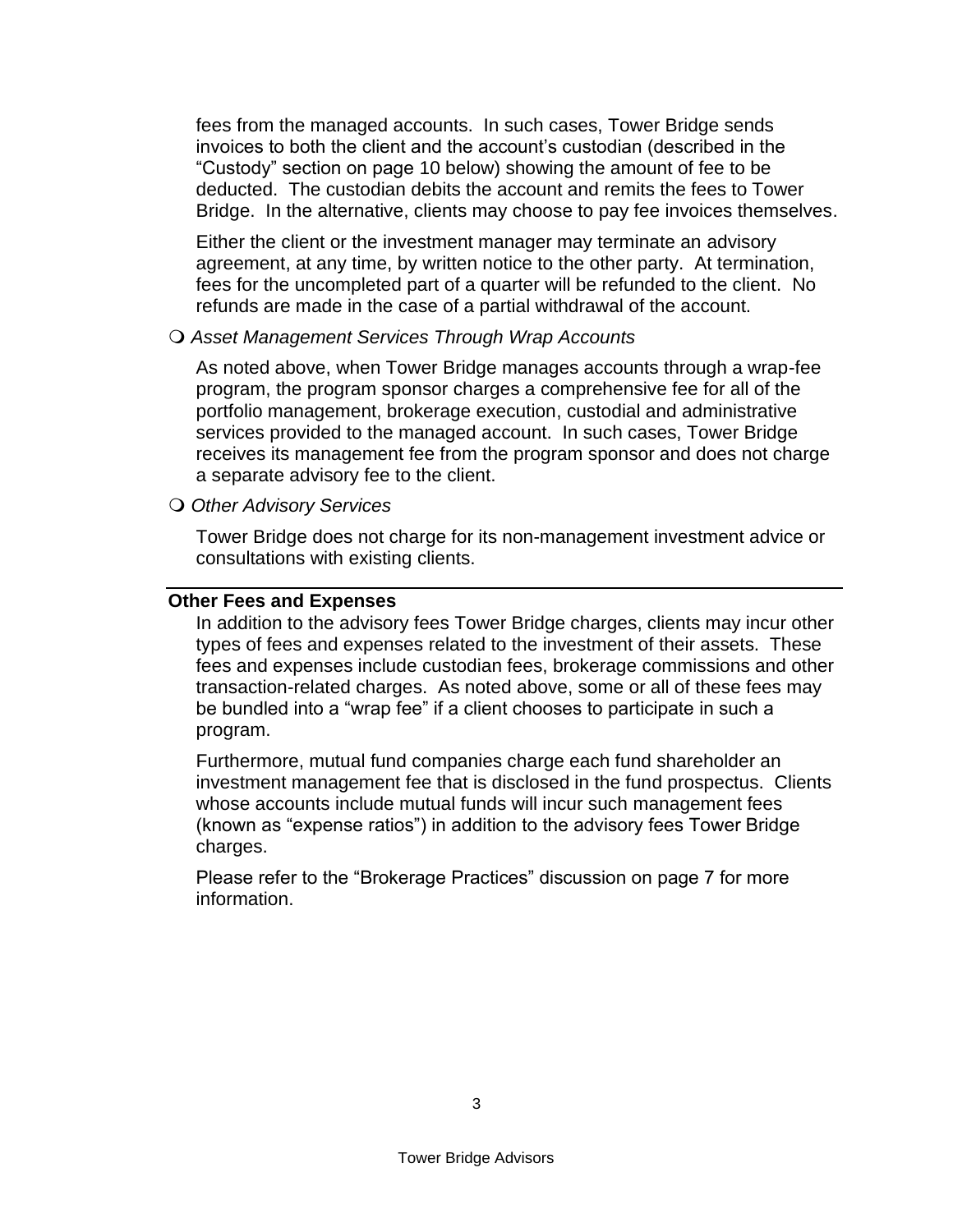fees from the managed accounts. In such cases, Tower Bridge sends invoices to both the client and the account's custodian (described in the "Custody" section on page 10 below) showing the amount of fee to be deducted. The custodian debits the account and remits the fees to Tower Bridge. In the alternative, clients may choose to pay fee invoices themselves.

Either the client or the investment manager may terminate an advisory agreement, at any time, by written notice to the other party. At termination, fees for the uncompleted part of a quarter will be refunded to the client. No refunds are made in the case of a partial withdrawal of the account.

- *Asset Management Services Through Wrap Accounts*

  As noted above, when Tower Bridge manages accounts through a wrap-fee program, the program sponsor charges a comprehensive fee for all of the portfolio management, brokerage execution, custodial and administrative services provided to the managed account. In such cases, Tower Bridge receives its management fee from the program sponsor and does not charge a separate advisory fee to the client.

- *Other Advisory Services*

  Tower Bridge does not charge for its non-management investment advice or consultations with existing clients.

## Other Fees and Expenses

In addition to the advisory fees Tower Bridge charges, clients may incur other types of fees and expenses related to the investment of their assets. These fees and expenses include custodian fees, brokerage commissions and other transaction-related charges. As noted above, some or all of these fees may be bundled into a "wrap fee" if a client chooses to participate in such a program.

Furthermore, mutual fund companies charge each fund shareholder an investment management fee that is disclosed in the fund prospectus. Clients whose accounts include mutual funds will incur such management fees (known as "expense ratios") in addition to the advisory fees Tower Bridge charges.

Please refer to the "Brokerage Practices" discussion on page 7 for more information.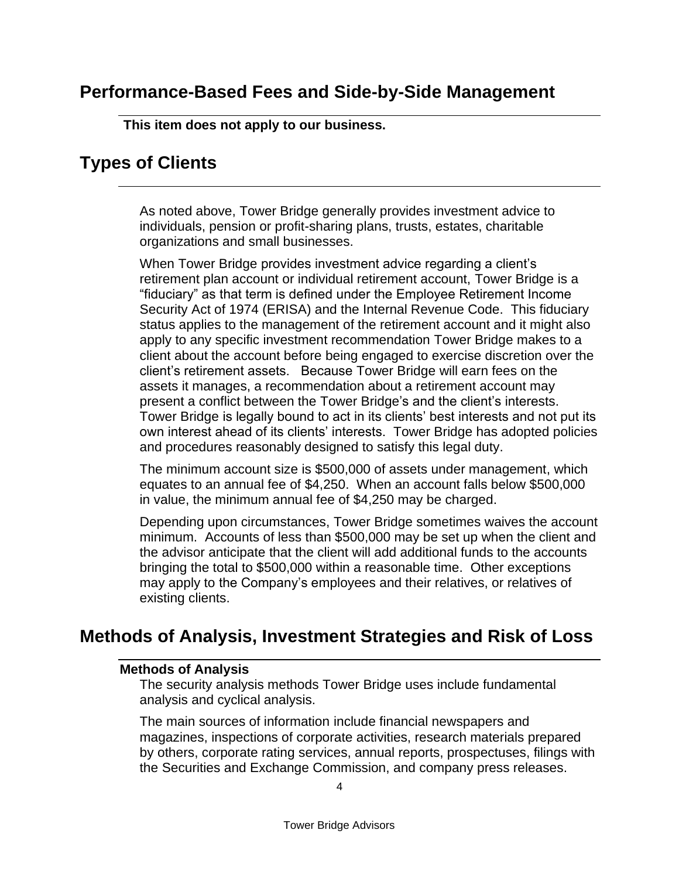## Performance-Based Fees and Side-by-Side Management

**This item does not apply to our business.**

## Types of Clients

As noted above, Tower Bridge generally provides investment advice to individuals, pension or profit-sharing plans, trusts, estates, charitable organizations and small businesses.

When Tower Bridge provides investment advice regarding a client's retirement plan account or individual retirement account, Tower Bridge is a "fiduciary" as that term is defined under the Employee Retirement Income Security Act of 1974 (ERISA) and the Internal Revenue Code. This fiduciary status applies to the management of the retirement account and it might also apply to any specific investment recommendation Tower Bridge makes to a client about the account before being engaged to exercise discretion over the client's retirement assets. Because Tower Bridge will earn fees on the assets it manages, a recommendation about a retirement account may present a conflict between the Tower Bridge's and the client's interests. Tower Bridge is legally bound to act in its clients' best interests and not put its own interest ahead of its clients' interests. Tower Bridge has adopted policies and procedures reasonably designed to satisfy this legal duty.

The minimum account size is $500,000 of assets under management, which equates to an annual fee of $4,250. When an account falls below $500,000 in value, the minimum annual fee of $4,250 may be charged.

Depending upon circumstances, Tower Bridge sometimes waives the account minimum. Accounts of less than $500,000 may be set up when the client and the advisor anticipate that the client will add additional funds to the accounts bringing the total to $500,000 within a reasonable time. Other exceptions may apply to the Company's employees and their relatives, or relatives of existing clients.

## Methods of Analysis, Investment Strategies and Risk of Loss

### Methods of Analysis

The security analysis methods Tower Bridge uses include fundamental analysis and cyclical analysis.

The main sources of information include financial newspapers and magazines, inspections of corporate activities, research materials prepared by others, corporate rating services, annual reports, prospectuses, filings with the Securities and Exchange Commission, and company press releases.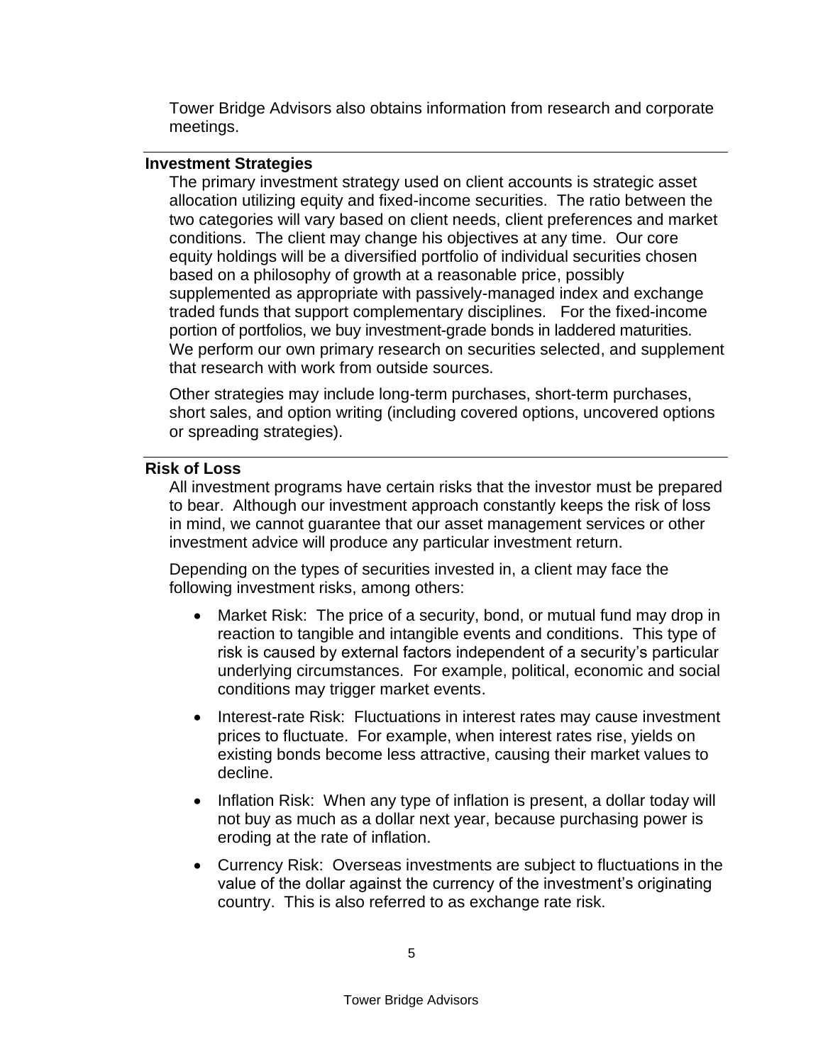Tower Bridge Advisors also obtains information from research and corporate meetings.

## Investment Strategies

The primary investment strategy used on client accounts is strategic asset allocation utilizing equity and fixed-income securities. The ratio between the two categories will vary based on client needs, client preferences and market conditions. The client may change his objectives at any time. Our core equity holdings will be a diversified portfolio of individual securities chosen based on a philosophy of growth at a reasonable price, possibly supplemented as appropriate with passively-managed index and exchange traded funds that support complementary disciplines. For the fixed-income portion of portfolios, we buy investment-grade bonds in laddered maturities. We perform our own primary research on securities selected, and supplement that research with work from outside sources.

Other strategies may include long-term purchases, short-term purchases, short sales, and option writing (including covered options, uncovered options or spreading strategies).

## Risk of Loss

All investment programs have certain risks that the investor must be prepared to bear. Although our investment approach constantly keeps the risk of loss in mind, we cannot guarantee that our asset management services or other investment advice will produce any particular investment return.

Depending on the types of securities invested in, a client may face the following investment risks, among others:

- Market Risk: The price of a security, bond, or mutual fund may drop in reaction to tangible and intangible events and conditions. This type of risk is caused by external factors independent of a security's particular underlying circumstances. For example, political, economic and social conditions may trigger market events.
- Interest-rate Risk: Fluctuations in interest rates may cause investment prices to fluctuate. For example, when interest rates rise, yields on existing bonds become less attractive, causing their market values to decline.
- Inflation Risk: When any type of inflation is present, a dollar today will not buy as much as a dollar next year, because purchasing power is eroding at the rate of inflation.
- Currency Risk: Overseas investments are subject to fluctuations in the value of the dollar against the currency of the investment's originating country. This is also referred to as exchange rate risk.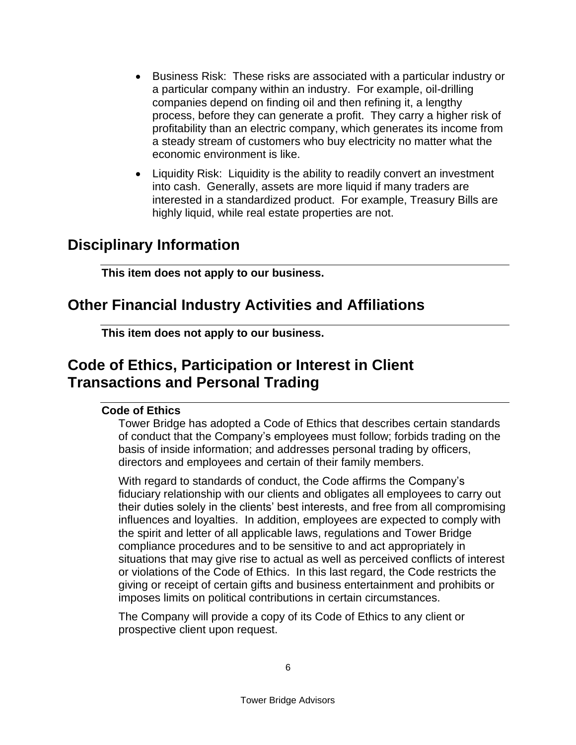- Business Risk: These risks are associated with a particular industry or a particular company within an industry. For example, oil-drilling companies depend on finding oil and then refining it, a lengthy process, before they can generate a profit. They carry a higher risk of profitability than an electric company, which generates its income from a steady stream of customers who buy electricity no matter what the economic environment is like.
- Liquidity Risk: Liquidity is the ability to readily convert an investment into cash. Generally, assets are more liquid if many traders are interested in a standardized product. For example, Treasury Bills are highly liquid, while real estate properties are not.

## Disciplinary Information

**This item does not apply to our business.**

## Other Financial Industry Activities and Affiliations

**This item does not apply to our business.**

## Code of Ethics, Participation or Interest in Client Transactions and Personal Trading

**Code of Ethics**

Tower Bridge has adopted a Code of Ethics that describes certain standards of conduct that the Company's employees must follow; forbids trading on the basis of inside information; and addresses personal trading by officers, directors and employees and certain of their family members.

With regard to standards of conduct, the Code affirms the Company's fiduciary relationship with our clients and obligates all employees to carry out their duties solely in the clients' best interests, and free from all compromising influences and loyalties. In addition, employees are expected to comply with the spirit and letter of all applicable laws, regulations and Tower Bridge compliance procedures and to be sensitive to and act appropriately in situations that may give rise to actual as well as perceived conflicts of interest or violations of the Code of Ethics. In this last regard, the Code restricts the giving or receipt of certain gifts and business entertainment and prohibits or imposes limits on political contributions in certain circumstances.

The Company will provide a copy of its Code of Ethics to any client or prospective client upon request.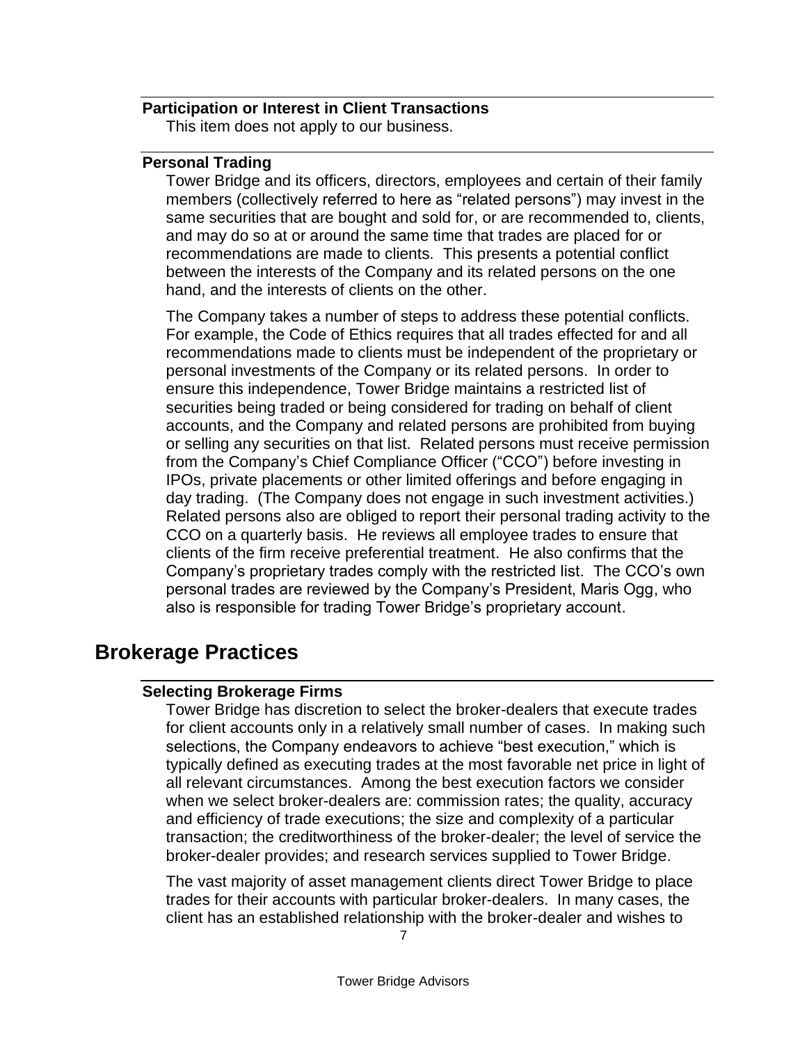### Participation or Interest in Client Transactions

This item does not apply to our business.

### Personal Trading

Tower Bridge and its officers, directors, employees and certain of their family members (collectively referred to here as "related persons") may invest in the same securities that are bought and sold for, or are recommended to, clients, and may do so at or around the same time that trades are placed for or recommendations are made to clients. This presents a potential conflict between the interests of the Company and its related persons on the one hand, and the interests of clients on the other.

The Company takes a number of steps to address these potential conflicts. For example, the Code of Ethics requires that all trades effected for and all recommendations made to clients must be independent of the proprietary or personal investments of the Company or its related persons. In order to ensure this independence, Tower Bridge maintains a restricted list of securities being traded or being considered for trading on behalf of client accounts, and the Company and related persons are prohibited from buying or selling any securities on that list. Related persons must receive permission from the Company's Chief Compliance Officer ("CCO") before investing in IPOs, private placements or other limited offerings and before engaging in day trading. (The Company does not engage in such investment activities.) Related persons also are obliged to report their personal trading activity to the CCO on a quarterly basis. He reviews all employee trades to ensure that clients of the firm receive preferential treatment. He also confirms that the Company's proprietary trades comply with the restricted list. The CCO's own personal trades are reviewed by the Company's President, Maris Ogg, who also is responsible for trading Tower Bridge's proprietary account.

## Brokerage Practices

### Selecting Brokerage Firms

Tower Bridge has discretion to select the broker-dealers that execute trades for client accounts only in a relatively small number of cases. In making such selections, the Company endeavors to achieve "best execution," which is typically defined as executing trades at the most favorable net price in light of all relevant circumstances. Among the best execution factors we consider when we select broker-dealers are: commission rates; the quality, accuracy and efficiency of trade executions; the size and complexity of a particular transaction; the creditworthiness of the broker-dealer; the level of service the broker-dealer provides; and research services supplied to Tower Bridge.

The vast majority of asset management clients direct Tower Bridge to place trades for their accounts with particular broker-dealers. In many cases, the client has an established relationship with the broker-dealer and wishes to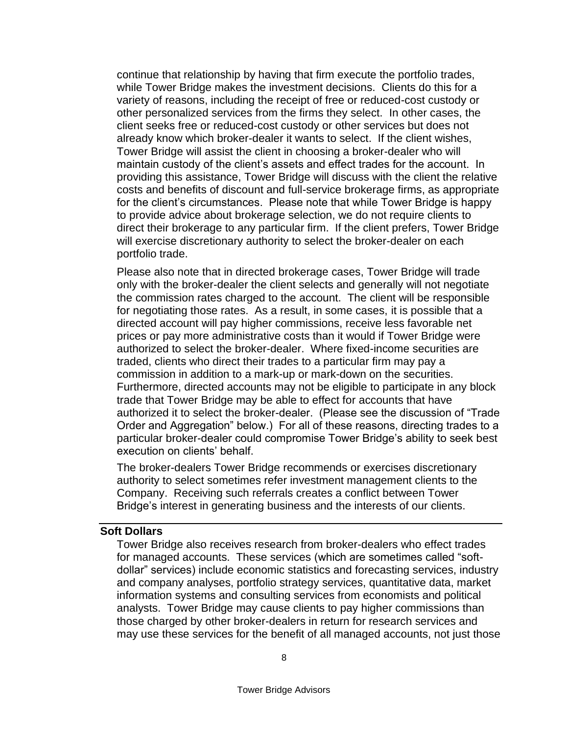continue that relationship by having that firm execute the portfolio trades, while Tower Bridge makes the investment decisions. Clients do this for a variety of reasons, including the receipt of free or reduced-cost custody or other personalized services from the firms they select. In other cases, the client seeks free or reduced-cost custody or other services but does not already know which broker-dealer it wants to select. If the client wishes, Tower Bridge will assist the client in choosing a broker-dealer who will maintain custody of the client's assets and effect trades for the account. In providing this assistance, Tower Bridge will discuss with the client the relative costs and benefits of discount and full-service brokerage firms, as appropriate for the client's circumstances. Please note that while Tower Bridge is happy to provide advice about brokerage selection, we do not require clients to direct their brokerage to any particular firm. If the client prefers, Tower Bridge will exercise discretionary authority to select the broker-dealer on each portfolio trade.

Please also note that in directed brokerage cases, Tower Bridge will trade only with the broker-dealer the client selects and generally will not negotiate the commission rates charged to the account. The client will be responsible for negotiating those rates. As a result, in some cases, it is possible that a directed account will pay higher commissions, receive less favorable net prices or pay more administrative costs than it would if Tower Bridge were authorized to select the broker-dealer. Where fixed-income securities are traded, clients who direct their trades to a particular firm may pay a commission in addition to a mark-up or mark-down on the securities. Furthermore, directed accounts may not be eligible to participate in any block trade that Tower Bridge may be able to effect for accounts that have authorized it to select the broker-dealer. (Please see the discussion of "Trade Order and Aggregation" below.) For all of these reasons, directing trades to a particular broker-dealer could compromise Tower Bridge's ability to seek best execution on clients' behalf.

The broker-dealers Tower Bridge recommends or exercises discretionary authority to select sometimes refer investment management clients to the Company. Receiving such referrals creates a conflict between Tower Bridge's interest in generating business and the interests of our clients.

## Soft Dollars

Tower Bridge also receives research from broker-dealers who effect trades for managed accounts. These services (which are sometimes called "soft-dollar" services) include economic statistics and forecasting services, industry and company analyses, portfolio strategy services, quantitative data, market information systems and consulting services from economists and political analysts. Tower Bridge may cause clients to pay higher commissions than those charged by other broker-dealers in return for research services and may use these services for the benefit of all managed accounts, not just those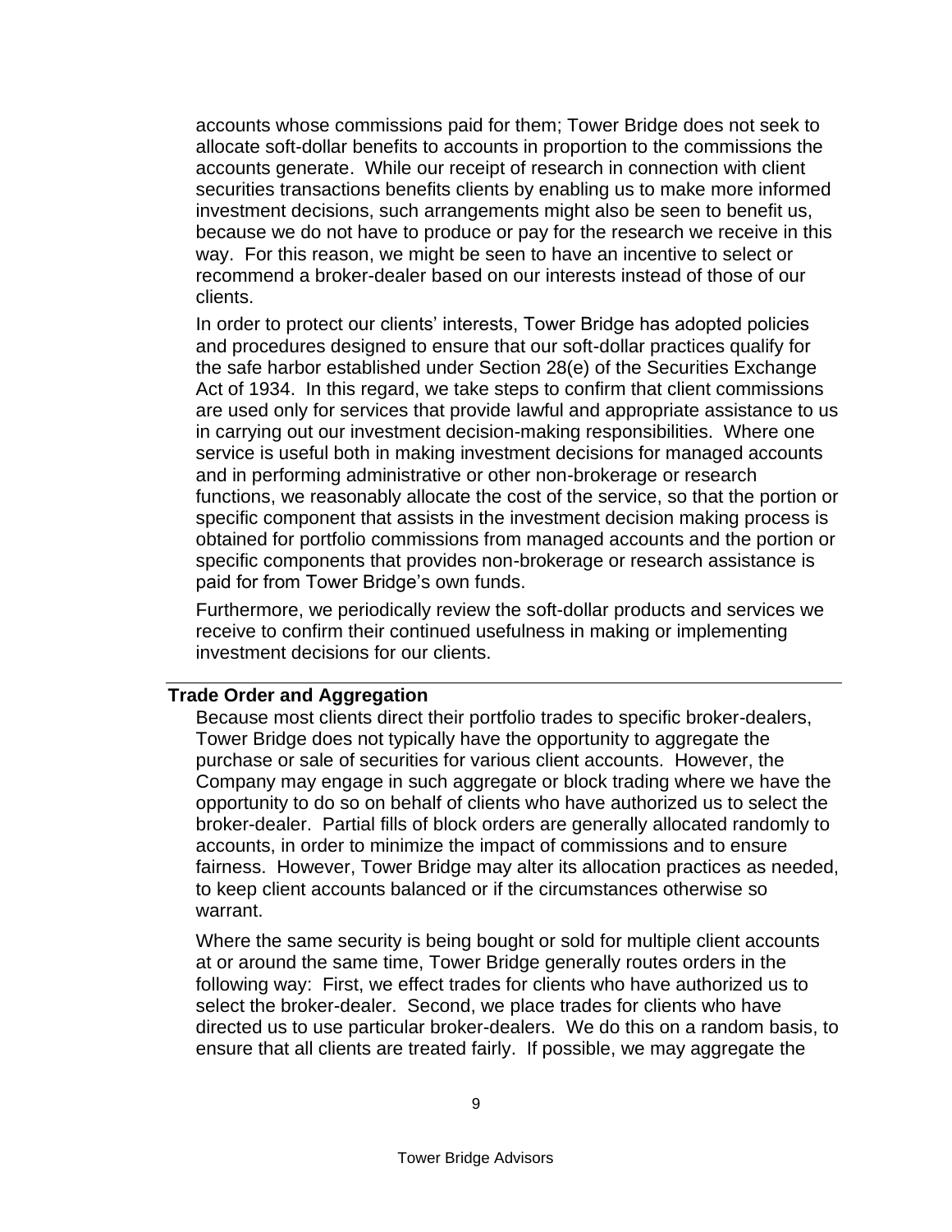accounts whose commissions paid for them; Tower Bridge does not seek to allocate soft-dollar benefits to accounts in proportion to the commissions the accounts generate. While our receipt of research in connection with client securities transactions benefits clients by enabling us to make more informed investment decisions, such arrangements might also be seen to benefit us, because we do not have to produce or pay for the research we receive in this way. For this reason, we might be seen to have an incentive to select or recommend a broker-dealer based on our interests instead of those of our clients.

In order to protect our clients' interests, Tower Bridge has adopted policies and procedures designed to ensure that our soft-dollar practices qualify for the safe harbor established under Section 28(e) of the Securities Exchange Act of 1934. In this regard, we take steps to confirm that client commissions are used only for services that provide lawful and appropriate assistance to us in carrying out our investment decision-making responsibilities. Where one service is useful both in making investment decisions for managed accounts and in performing administrative or other non-brokerage or research functions, we reasonably allocate the cost of the service, so that the portion or specific component that assists in the investment decision making process is obtained for portfolio commissions from managed accounts and the portion or specific components that provides non-brokerage or research assistance is paid for from Tower Bridge's own funds.

Furthermore, we periodically review the soft-dollar products and services we receive to confirm their continued usefulness in making or implementing investment decisions for our clients.

## Trade Order and Aggregation

Because most clients direct their portfolio trades to specific broker-dealers, Tower Bridge does not typically have the opportunity to aggregate the purchase or sale of securities for various client accounts. However, the Company may engage in such aggregate or block trading where we have the opportunity to do so on behalf of clients who have authorized us to select the broker-dealer. Partial fills of block orders are generally allocated randomly to accounts, in order to minimize the impact of commissions and to ensure fairness. However, Tower Bridge may alter its allocation practices as needed, to keep client accounts balanced or if the circumstances otherwise so warrant.

Where the same security is being bought or sold for multiple client accounts at or around the same time, Tower Bridge generally routes orders in the following way: First, we effect trades for clients who have authorized us to select the broker-dealer. Second, we place trades for clients who have directed us to use particular broker-dealers. We do this on a random basis, to ensure that all clients are treated fairly. If possible, we may aggregate the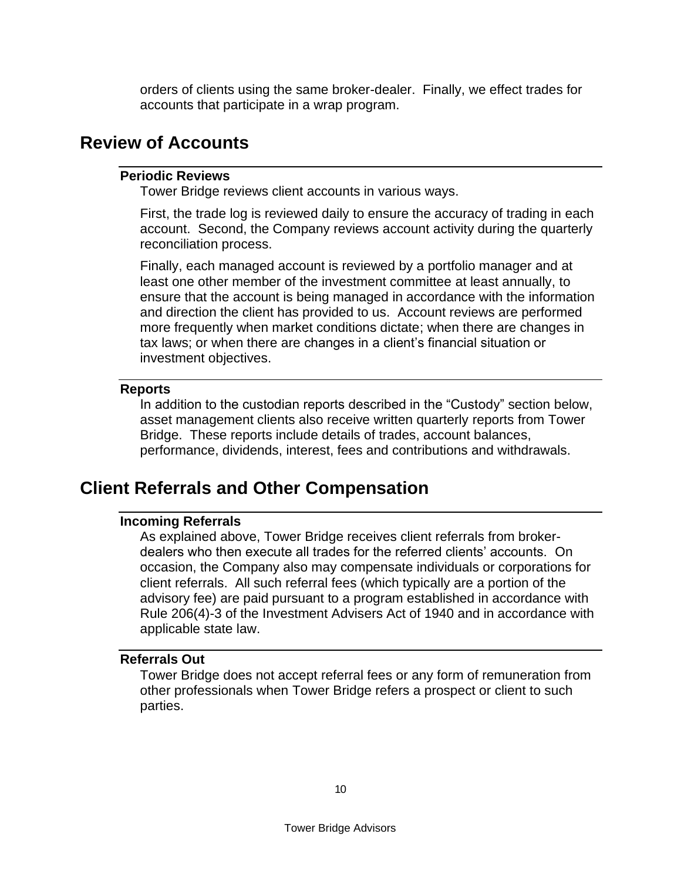orders of clients using the same broker-dealer.  Finally, we effect trades for accounts that participate in a wrap program.

## Review of Accounts

### Periodic Reviews

Tower Bridge reviews client accounts in various ways.

First, the trade log is reviewed daily to ensure the accuracy of trading in each account.  Second, the Company reviews account activity during the quarterly reconciliation process.

Finally, each managed account is reviewed by a portfolio manager and at least one other member of the investment committee at least annually, to ensure that the account is being managed in accordance with the information and direction the client has provided to us.  Account reviews are performed more frequently when market conditions dictate; when there are changes in tax laws; or when there are changes in a client's financial situation or investment objectives.

### Reports

In addition to the custodian reports described in the "Custody" section below, asset management clients also receive written quarterly reports from Tower Bridge.  These reports include details of trades, account balances, performance, dividends, interest, fees and contributions and withdrawals.

## Client Referrals and Other Compensation

### Incoming Referrals

As explained above, Tower Bridge receives client referrals from broker-dealers who then execute all trades for the referred clients' accounts.  On occasion, the Company also may compensate individuals or corporations for client referrals.  All such referral fees (which typically are a portion of the advisory fee) are paid pursuant to a program established in accordance with Rule 206(4)-3 of the Investment Advisers Act of 1940 and in accordance with applicable state law.

### Referrals Out

Tower Bridge does not accept referral fees or any form of remuneration from other professionals when Tower Bridge refers a prospect or client to such parties.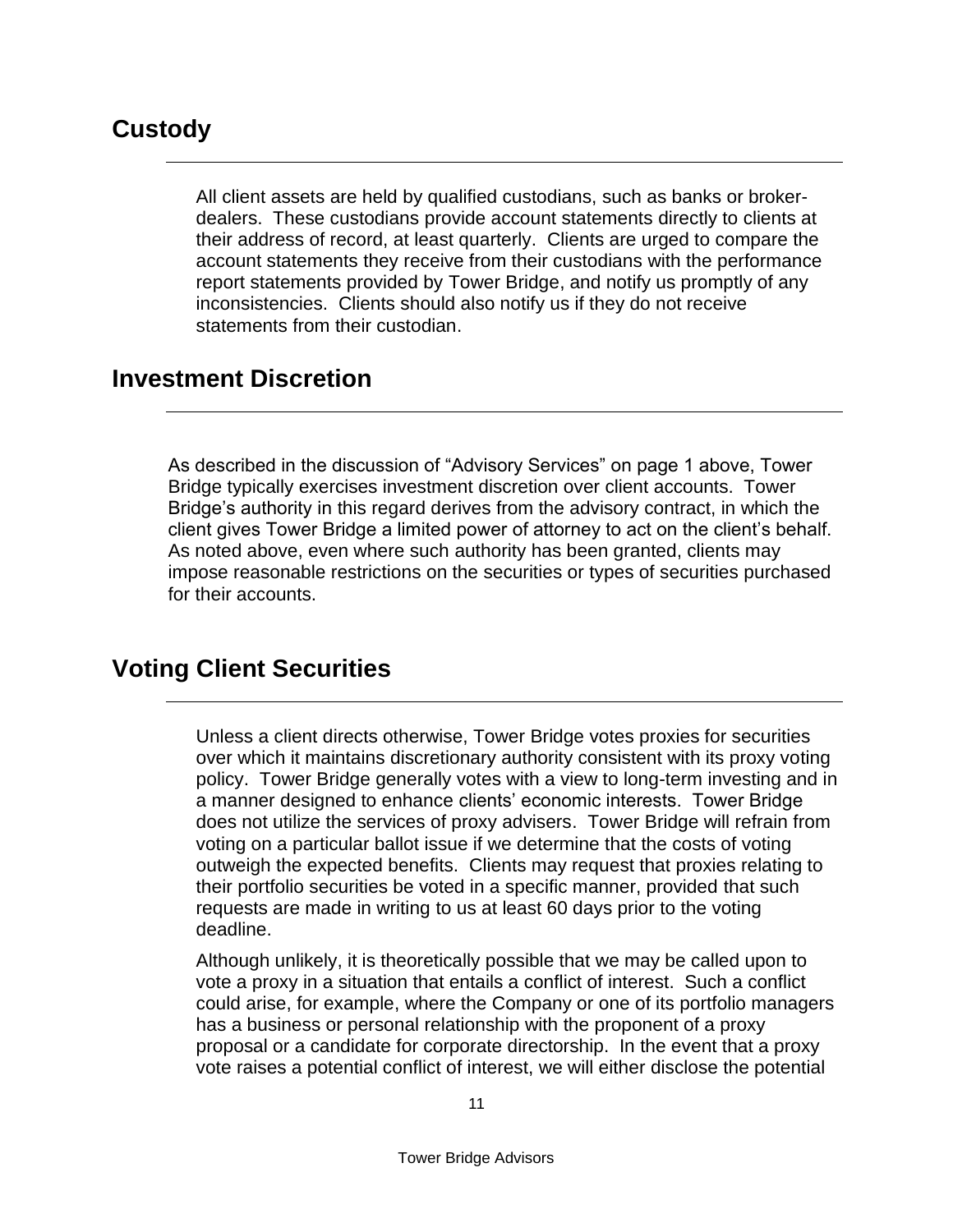## Custody

All client assets are held by qualified custodians, such as banks or broker-dealers. These custodians provide account statements directly to clients at their address of record, at least quarterly. Clients are urged to compare the account statements they receive from their custodians with the performance report statements provided by Tower Bridge, and notify us promptly of any inconsistencies. Clients should also notify us if they do not receive statements from their custodian.

## Investment Discretion

As described in the discussion of "Advisory Services" on page 1 above, Tower Bridge typically exercises investment discretion over client accounts. Tower Bridge's authority in this regard derives from the advisory contract, in which the client gives Tower Bridge a limited power of attorney to act on the client's behalf. As noted above, even where such authority has been granted, clients may impose reasonable restrictions on the securities or types of securities purchased for their accounts.

## Voting Client Securities

Unless a client directs otherwise, Tower Bridge votes proxies for securities over which it maintains discretionary authority consistent with its proxy voting policy. Tower Bridge generally votes with a view to long-term investing and in a manner designed to enhance clients' economic interests. Tower Bridge does not utilize the services of proxy advisers. Tower Bridge will refrain from voting on a particular ballot issue if we determine that the costs of voting outweigh the expected benefits. Clients may request that proxies relating to their portfolio securities be voted in a specific manner, provided that such requests are made in writing to us at least 60 days prior to the voting deadline.

Although unlikely, it is theoretically possible that we may be called upon to vote a proxy in a situation that entails a conflict of interest. Such a conflict could arise, for example, where the Company or one of its portfolio managers has a business or personal relationship with the proponent of a proxy proposal or a candidate for corporate directorship. In the event that a proxy vote raises a potential conflict of interest, we will either disclose the potential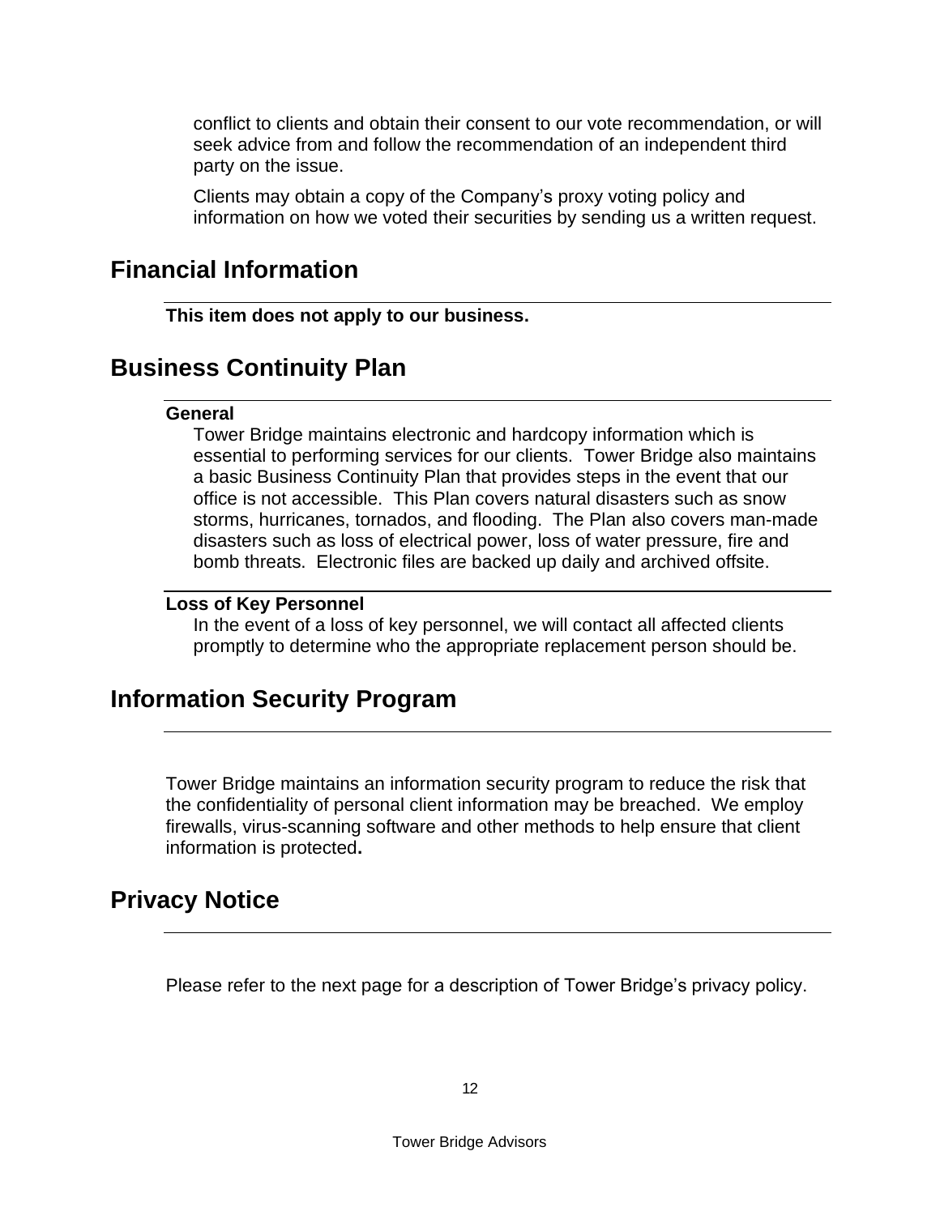conflict to clients and obtain their consent to our vote recommendation, or will seek advice from and follow the recommendation of an independent third party on the issue.

Clients may obtain a copy of the Company's proxy voting policy and information on how we voted their securities by sending us a written request.

## Financial Information

**This item does not apply to our business.**

## Business Continuity Plan

**General**

Tower Bridge maintains electronic and hardcopy information which is essential to performing services for our clients. Tower Bridge also maintains a basic Business Continuity Plan that provides steps in the event that our office is not accessible. This Plan covers natural disasters such as snow storms, hurricanes, tornados, and flooding. The Plan also covers man-made disasters such as loss of electrical power, loss of water pressure, fire and bomb threats. Electronic files are backed up daily and archived offsite.

**Loss of Key Personnel**

In the event of a loss of key personnel, we will contact all affected clients promptly to determine who the appropriate replacement person should be.

## Information Security Program

Tower Bridge maintains an information security program to reduce the risk that the confidentiality of personal client information may be breached. We employ firewalls, virus-scanning software and other methods to help ensure that client information is protected**.**

## Privacy Notice

Please refer to the next page for a description of Tower Bridge's privacy policy.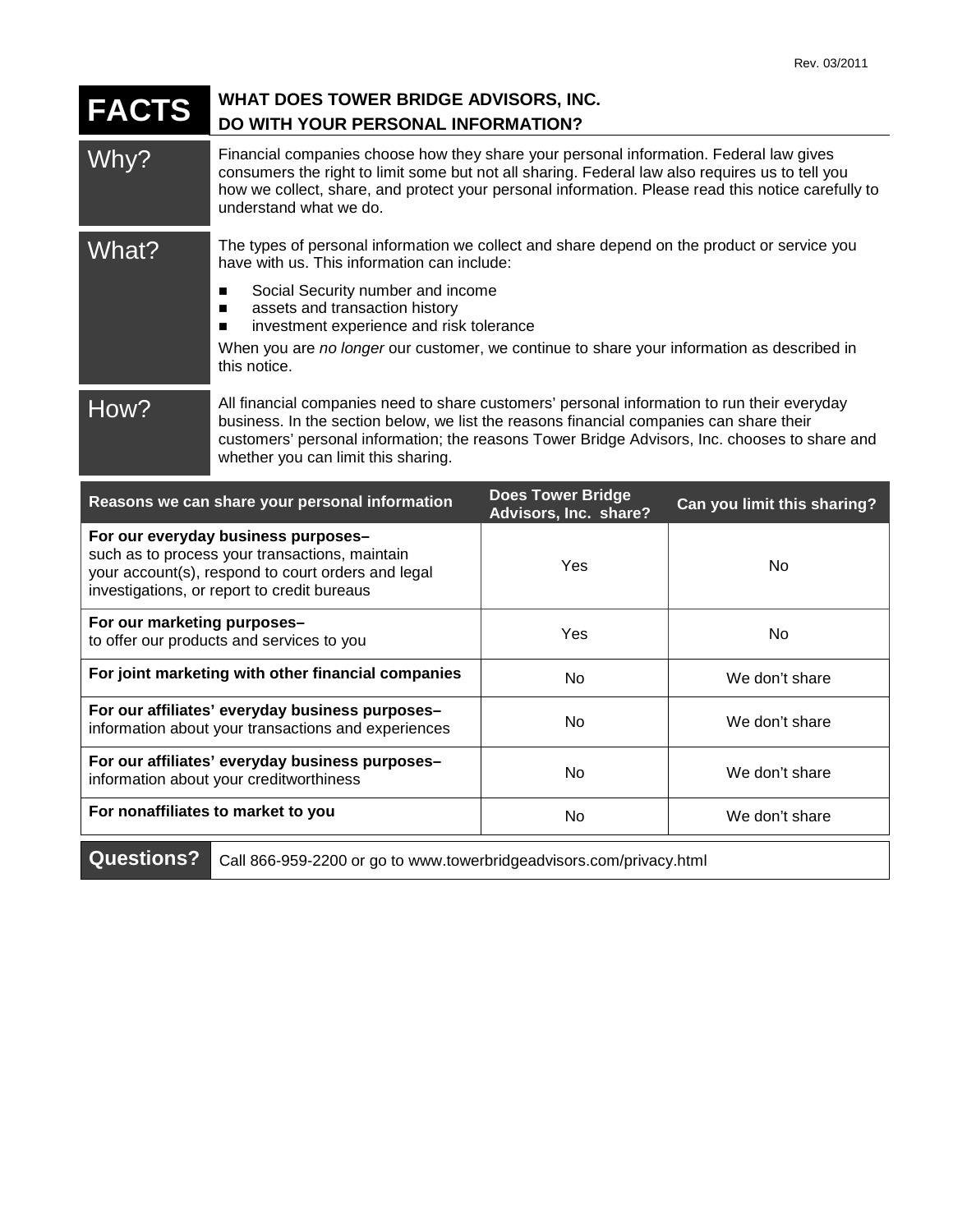Rev. 03/2011

# FACTS — WHAT DOES TOWER BRIDGE ADVISORS, INC. DO WITH YOUR PERSONAL INFORMATION?

**Why?**

Financial companies choose how they share your personal information. Federal law gives consumers the right to limit some but not all sharing. Federal law also requires us to tell you how we collect, share, and protect your personal information. Please read this notice carefully to understand what we do.

**What?**

The types of personal information we collect and share depend on the product or service you have with us. This information can include:

- Social Security number and income
- assets and transaction history
- investment experience and risk tolerance

When you are *no longer* our customer, we continue to share your information as described in this notice.

**How?**

All financial companies need to share customers' personal information to run their everyday business. In the section below, we list the reasons financial companies can share their customers' personal information; the reasons Tower Bridge Advisors, Inc. chooses to share and whether you can limit this sharing.

| Reasons we can share your personal information | Does Tower Bridge Advisors, Inc. share? | Can you limit this sharing? |
|---|---|---|
| **For our everyday business purposes–** such as to process your transactions, maintain your account(s), respond to court orders and legal investigations, or report to credit bureaus | Yes | No |
| **For our marketing purposes–** to offer our products and services to you | Yes | No |
| **For joint marketing with other financial companies** | No | We don't share |
| **For our affiliates' everyday business purposes–** information about your transactions and experiences | No | We don't share |
| **For our affiliates' everyday business purposes–** information about your creditworthiness | No | We don't share |
| **For nonaffiliates to market to you** | No | We don't share |

**Questions?** Call 866-959-2200 or go to www.towerbridgeadvisors.com/privacy.html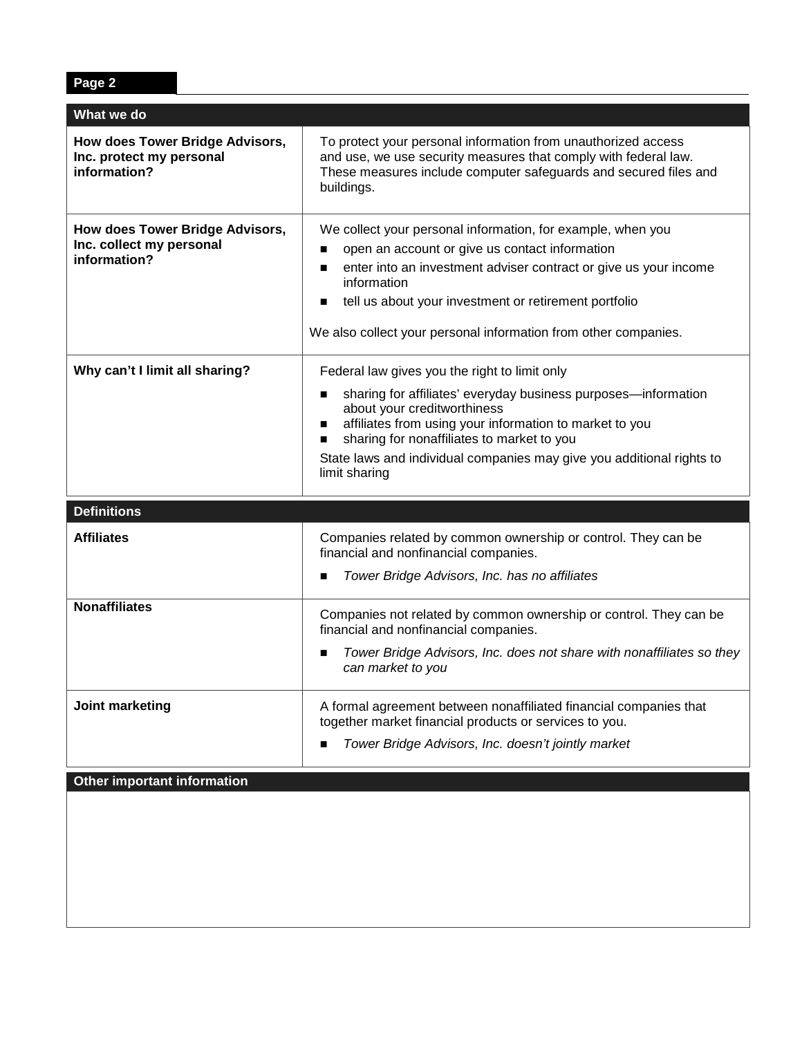**Page 2**

| What we do | |
| --- | --- |
| **How does Tower Bridge Advisors, Inc. protect my personal information?** | To protect your personal information from unauthorized access and use, we use security measures that comply with federal law. These measures include computer safeguards and secured files and buildings. |
| **How does Tower Bridge Advisors, Inc. collect my personal information?** | We collect your personal information, for example, when you<br>■ open an account or give us contact information<br>■ enter into an investment adviser contract or give us your income information<br>■ tell us about your investment or retirement portfolio<br><br>We also collect your personal information from other companies. |
| **Why can't I limit all sharing?** | Federal law gives you the right to limit only<br>■ sharing for affiliates' everyday business purposes—information about your creditworthiness<br>■ affiliates from using your information to market to you<br>■ sharing for nonaffiliates to market to you<br>State laws and individual companies may give you additional rights to limit sharing |

| Definitions | |
| --- | --- |
| **Affiliates** | Companies related by common ownership or control. They can be financial and nonfinancial companies.<br>■ *Tower Bridge Advisors, Inc. has no affiliates* |
| **Nonaffiliates** | Companies not related by common ownership or control. They can be financial and nonfinancial companies.<br>■ *Tower Bridge Advisors, Inc. does not share with nonaffiliates so they can market to you* |
| **Joint marketing** | A formal agreement between nonaffiliated financial companies that together market financial products or services to you.<br>■ *Tower Bridge Advisors, Inc. doesn't jointly market* |

| Other important information |
| --- |
| |